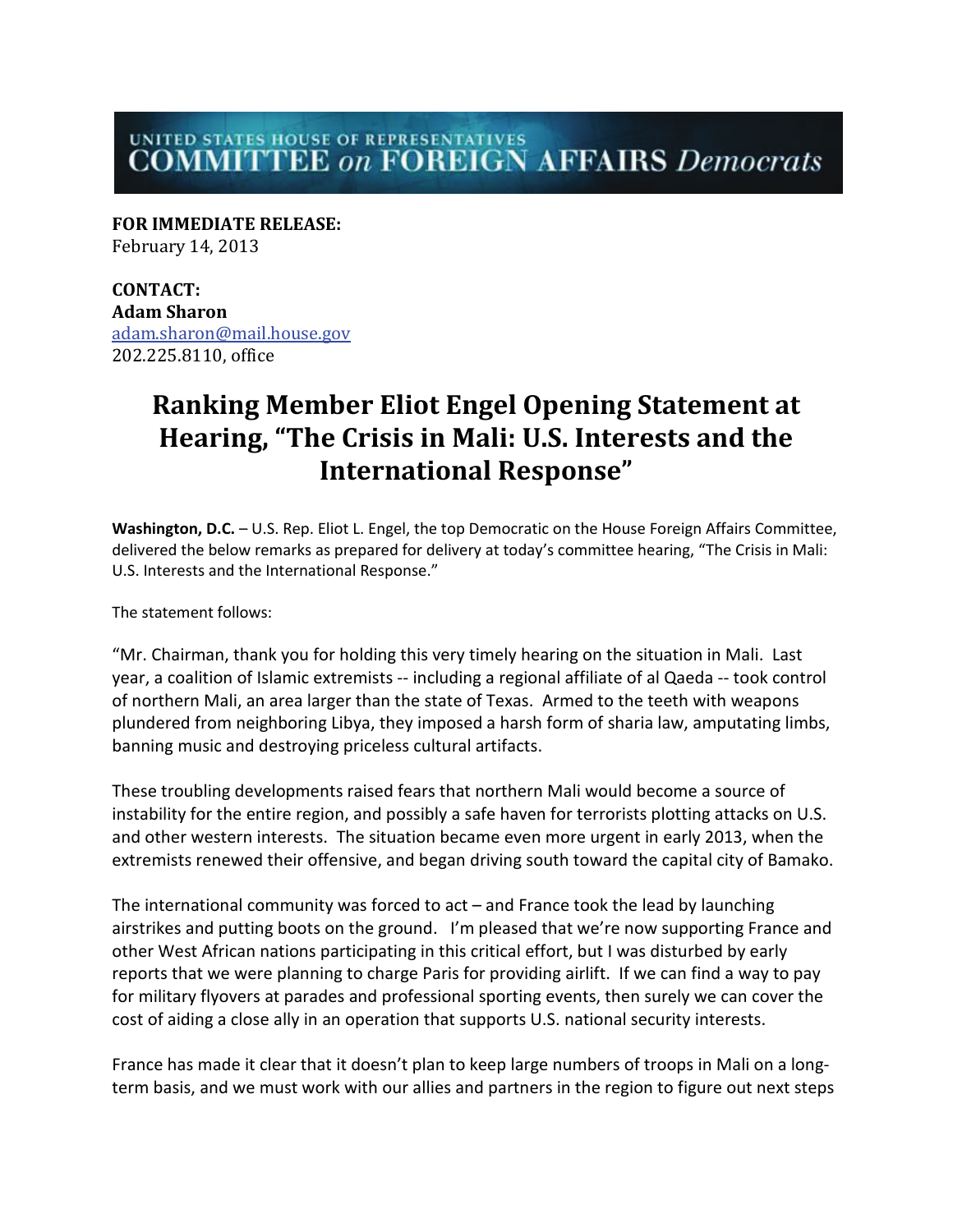UNITED STATES HOUSE OF REPRESENTATIVES
**COMMITTEE on FOREIGN AFFAIRS *Democrats***

**FOR IMMEDIATE RELEASE:**
February 14, 2013

**CONTACT:**
**Adam Sharon**
adam.sharon@mail.house.gov
202.225.8110, office

# Ranking Member Eliot Engel Opening Statement at Hearing, "The Crisis in Mali: U.S. Interests and the International Response"

**Washington, D.C.** – U.S. Rep. Eliot L. Engel, the top Democratic on the House Foreign Affairs Committee, delivered the below remarks as prepared for delivery at today's committee hearing, "The Crisis in Mali: U.S. Interests and the International Response."

The statement follows:

"Mr. Chairman, thank you for holding this very timely hearing on the situation in Mali. Last year, a coalition of Islamic extremists -- including a regional affiliate of al Qaeda -- took control of northern Mali, an area larger than the state of Texas. Armed to the teeth with weapons plundered from neighboring Libya, they imposed a harsh form of sharia law, amputating limbs, banning music and destroying priceless cultural artifacts.

These troubling developments raised fears that northern Mali would become a source of instability for the entire region, and possibly a safe haven for terrorists plotting attacks on U.S. and other western interests. The situation became even more urgent in early 2013, when the extremists renewed their offensive, and began driving south toward the capital city of Bamako.

The international community was forced to act – and France took the lead by launching airstrikes and putting boots on the ground. I'm pleased that we're now supporting France and other West African nations participating in this critical effort, but I was disturbed by early reports that we were planning to charge Paris for providing airlift. If we can find a way to pay for military flyovers at parades and professional sporting events, then surely we can cover the cost of aiding a close ally in an operation that supports U.S. national security interests.

France has made it clear that it doesn't plan to keep large numbers of troops in Mali on a long-term basis, and we must work with our allies and partners in the region to figure out next steps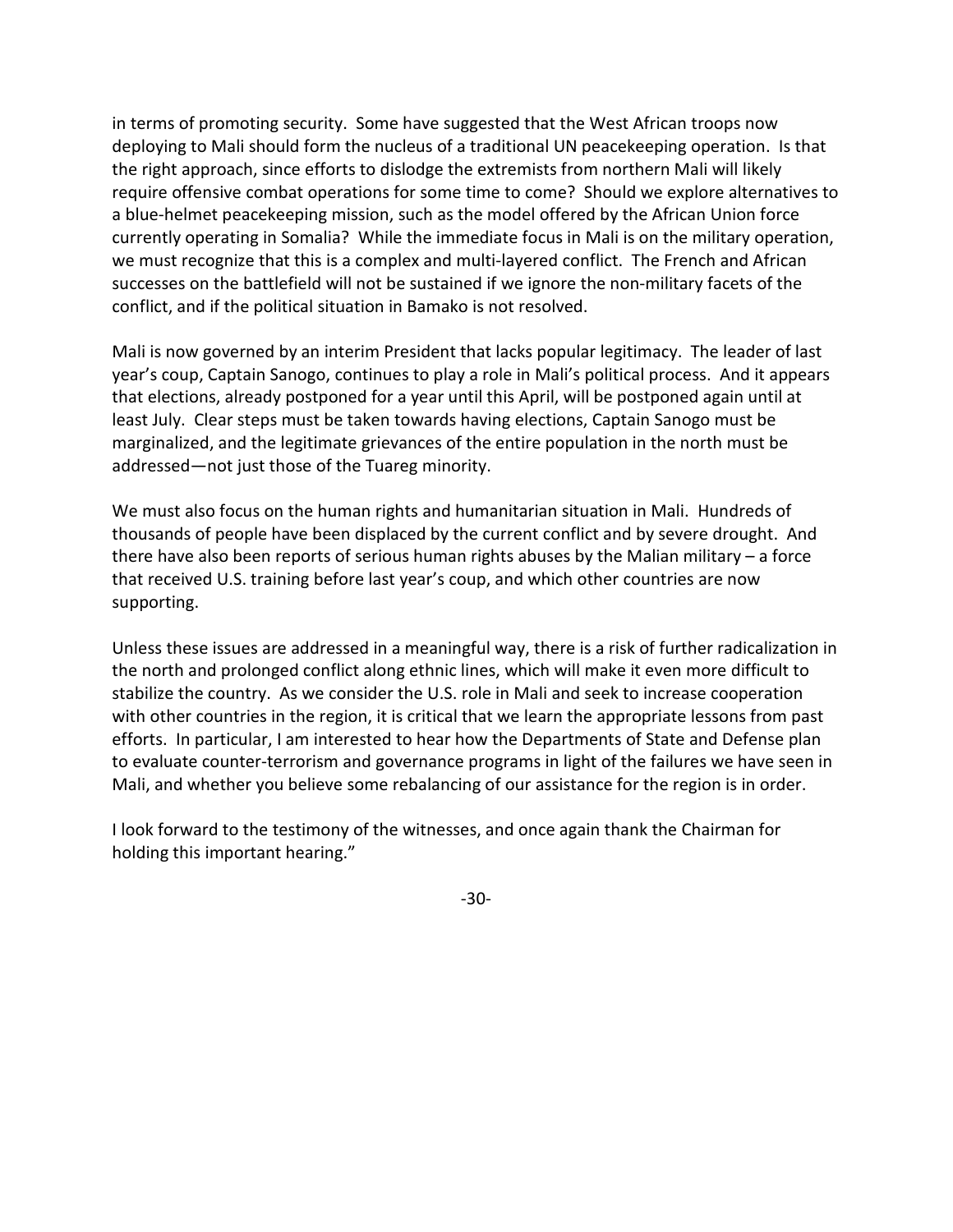in terms of promoting security. Some have suggested that the West African troops now deploying to Mali should form the nucleus of a traditional UN peacekeeping operation. Is that the right approach, since efforts to dislodge the extremists from northern Mali will likely require offensive combat operations for some time to come? Should we explore alternatives to a blue-helmet peacekeeping mission, such as the model offered by the African Union force currently operating in Somalia? While the immediate focus in Mali is on the military operation, we must recognize that this is a complex and multi-layered conflict. The French and African successes on the battlefield will not be sustained if we ignore the non-military facets of the conflict, and if the political situation in Bamako is not resolved.

Mali is now governed by an interim President that lacks popular legitimacy. The leader of last year's coup, Captain Sanogo, continues to play a role in Mali's political process. And it appears that elections, already postponed for a year until this April, will be postponed again until at least July. Clear steps must be taken towards having elections, Captain Sanogo must be marginalized, and the legitimate grievances of the entire population in the north must be addressed—not just those of the Tuareg minority.

We must also focus on the human rights and humanitarian situation in Mali. Hundreds of thousands of people have been displaced by the current conflict and by severe drought. And there have also been reports of serious human rights abuses by the Malian military – a force that received U.S. training before last year's coup, and which other countries are now supporting.

Unless these issues are addressed in a meaningful way, there is a risk of further radicalization in the north and prolonged conflict along ethnic lines, which will make it even more difficult to stabilize the country. As we consider the U.S. role in Mali and seek to increase cooperation with other countries in the region, it is critical that we learn the appropriate lessons from past efforts. In particular, I am interested to hear how the Departments of State and Defense plan to evaluate counter-terrorism and governance programs in light of the failures we have seen in Mali, and whether you believe some rebalancing of our assistance for the region is in order.

I look forward to the testimony of the witnesses, and once again thank the Chairman for holding this important hearing."

-30-